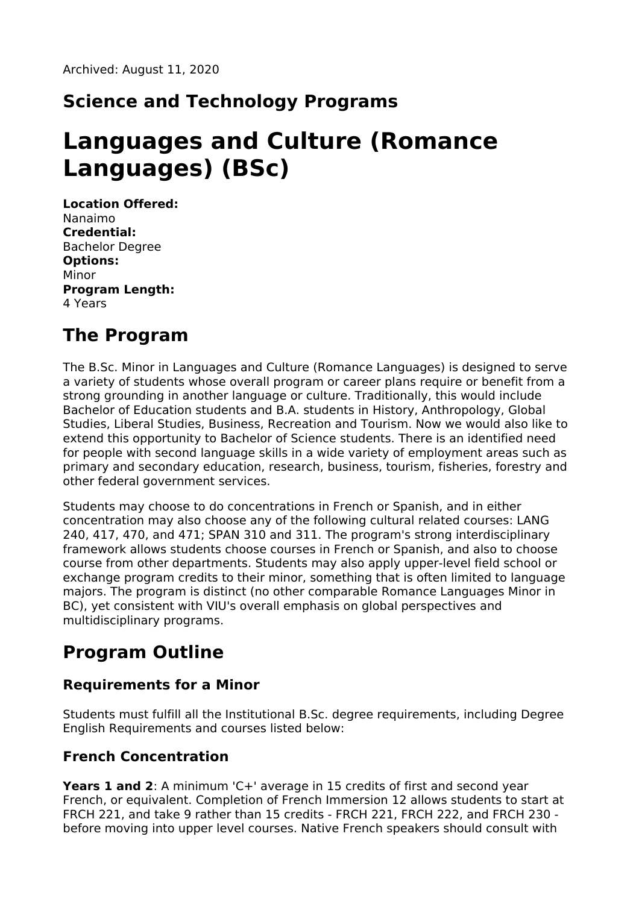Archived: August 11, 2020

## Science and Technology Programs

# Languages and Culture (Romance Languages) (BSc)

**Location Offered:**
Nanaimo
**Credential:**
Bachelor Degree
**Options:**
Minor
**Program Length:**
4 Years

## The Program

The B.Sc. Minor in Languages and Culture (Romance Languages) is designed to serve a variety of students whose overall program or career plans require or benefit from a strong grounding in another language or culture. Traditionally, this would include Bachelor of Education students and B.A. students in History, Anthropology, Global Studies, Liberal Studies, Business, Recreation and Tourism. Now we would also like to extend this opportunity to Bachelor of Science students. There is an identified need for people with second language skills in a wide variety of employment areas such as primary and secondary education, research, business, tourism, fisheries, forestry and other federal government services.

Students may choose to do concentrations in French or Spanish, and in either concentration may also choose any of the following cultural related courses: LANG 240, 417, 470, and 471; SPAN 310 and 311. The program's strong interdisciplinary framework allows students choose courses in French or Spanish, and also to choose course from other departments. Students may also apply upper-level field school or exchange program credits to their minor, something that is often limited to language majors. The program is distinct (no other comparable Romance Languages Minor in BC), yet consistent with VIU's overall emphasis on global perspectives and multidisciplinary programs.

## Program Outline

### Requirements for a Minor

Students must fulfill all the Institutional B.Sc. degree requirements, including Degree English Requirements and courses listed below:

### French Concentration

**Years 1 and 2**: A minimum 'C+' average in 15 credits of first and second year French, or equivalent. Completion of French Immersion 12 allows students to start at FRCH 221, and take 9 rather than 15 credits - FRCH 221, FRCH 222, and FRCH 230 - before moving into upper level courses. Native French speakers should consult with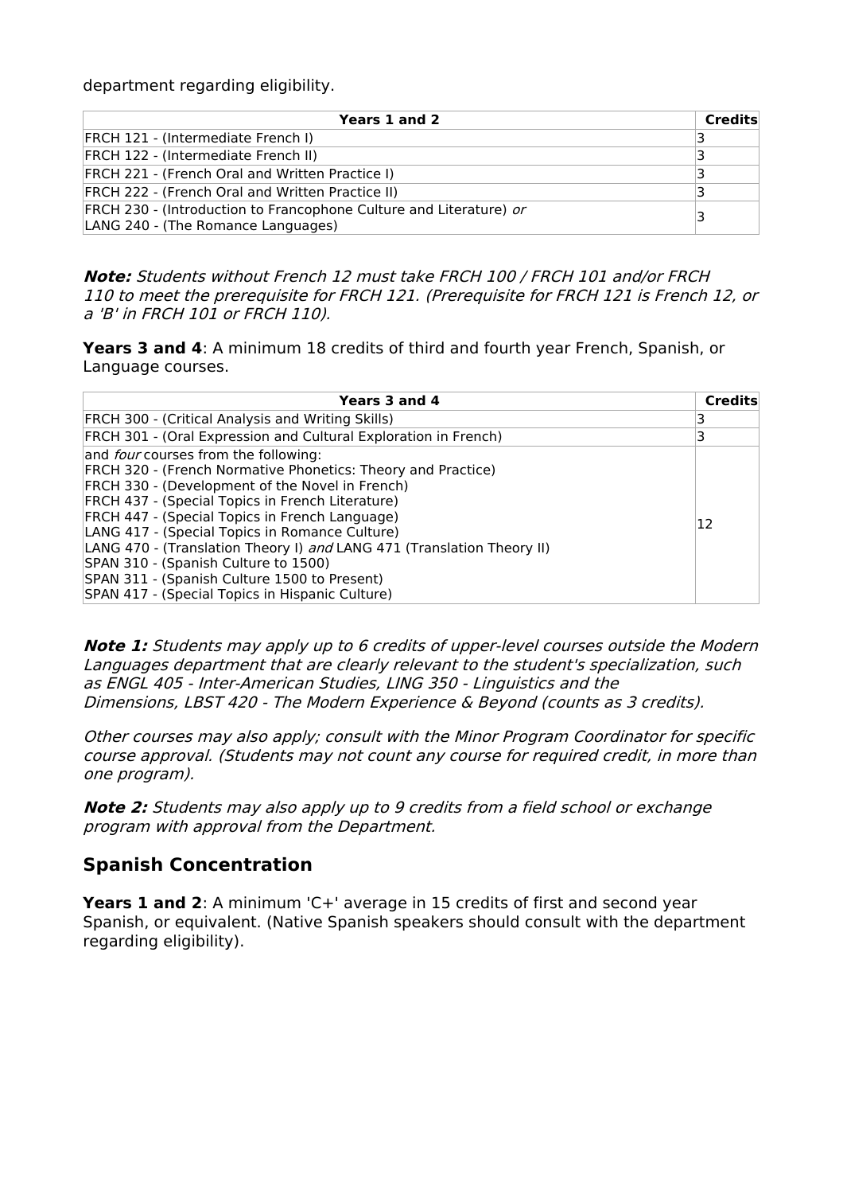department regarding eligibility.

| Years 1 and 2 | Credits |
|---|---|
| FRCH 121 - (Intermediate French I) | 3 |
| FRCH 122 - (Intermediate French II) | 3 |
| FRCH 221 - (French Oral and Written Practice I) | 3 |
| FRCH 222 - (French Oral and Written Practice II) | 3 |
| FRCH 230 - (Introduction to Francophone Culture and Literature) *or* LANG 240 - (The Romance Languages) | 3 |

***Note:*** *Students without French 12 must take FRCH 100 / FRCH 101 and/or FRCH 110 to meet the prerequisite for FRCH 121. (Prerequisite for FRCH 121 is French 12, or a 'B' in FRCH 101 or FRCH 110).*

**Years 3 and 4**: A minimum 18 credits of third and fourth year French, Spanish, or Language courses.

| Years 3 and 4 | Credits |
|---|---|
| FRCH 300 - (Critical Analysis and Writing Skills) | 3 |
| FRCH 301 - (Oral Expression and Cultural Exploration in French) | 3 |
| and *four* courses from the following:<br>FRCH 320 - (French Normative Phonetics: Theory and Practice)<br>FRCH 330 - (Development of the Novel in French)<br>FRCH 437 - (Special Topics in French Literature)<br>FRCH 447 - (Special Topics in French Language)<br>LANG 417 - (Special Topics in Romance Culture)<br>LANG 470 - (Translation Theory I) *and* LANG 471 (Translation Theory II)<br>SPAN 310 - (Spanish Culture to 1500)<br>SPAN 311 - (Spanish Culture 1500 to Present)<br>SPAN 417 - (Special Topics in Hispanic Culture) | 12 |

***Note 1:*** *Students may apply up to 6 credits of upper-level courses outside the Modern Languages department that are clearly relevant to the student's specialization, such as ENGL 405 - Inter-American Studies, LING 350 - Linguistics and the Dimensions, LBST 420 - The Modern Experience & Beyond (counts as 3 credits).*

*Other courses may also apply; consult with the Minor Program Coordinator for specific course approval. (Students may not count any course for required credit, in more than one program).*

***Note 2:*** *Students may also apply up to 9 credits from a field school or exchange program with approval from the Department.*

## Spanish Concentration

**Years 1 and 2**: A minimum 'C+' average in 15 credits of first and second year Spanish, or equivalent. (Native Spanish speakers should consult with the department regarding eligibility).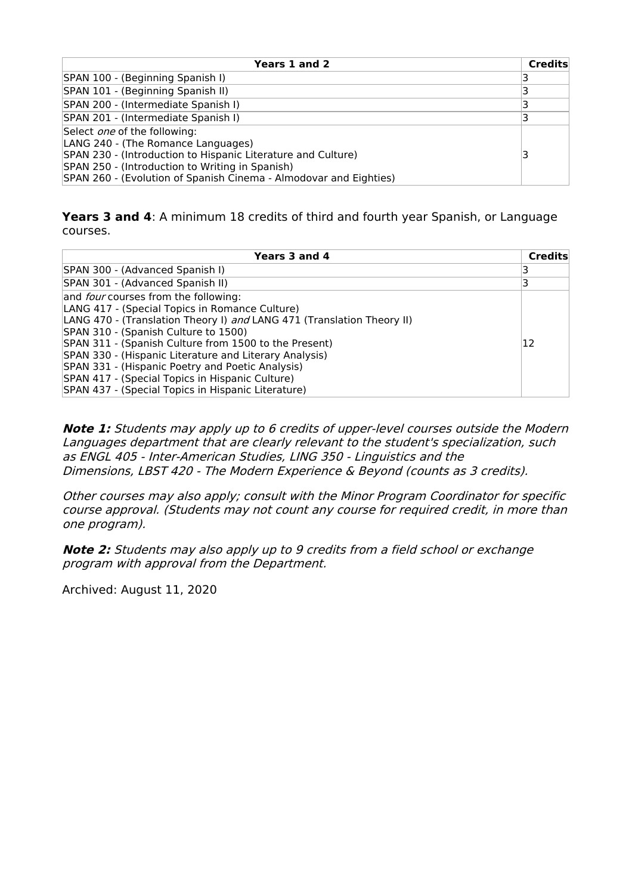| Years 1 and 2 | Credits |
|---|---|
| SPAN 100 - (Beginning Spanish I) | 3 |
| SPAN 101 - (Beginning Spanish II) | 3 |
| SPAN 200 - (Intermediate Spanish I) | 3 |
| SPAN 201 - (Intermediate Spanish I) | 3 |
| Select *one* of the following:<br>LANG 240 - (The Romance Languages)<br>SPAN 230 - (Introduction to Hispanic Literature and Culture)<br>SPAN 250 - (Introduction to Writing in Spanish)<br>SPAN 260 - (Evolution of Spanish Cinema - Almodovar and Eighties) | 3 |

**Years 3 and 4**: A minimum 18 credits of third and fourth year Spanish, or Language courses.

| Years 3 and 4 | Credits |
|---|---|
| SPAN 300 - (Advanced Spanish I) | 3 |
| SPAN 301 - (Advanced Spanish II) | 3 |
| and *four* courses from the following:<br>LANG 417 - (Special Topics in Romance Culture)<br>LANG 470 - (Translation Theory I) *and* LANG 471 (Translation Theory II)<br>SPAN 310 - (Spanish Culture to 1500)<br>SPAN 311 - (Spanish Culture from 1500 to the Present)<br>SPAN 330 - (Hispanic Literature and Literary Analysis)<br>SPAN 331 - (Hispanic Poetry and Poetic Analysis)<br>SPAN 417 - (Special Topics in Hispanic Culture)<br>SPAN 437 - (Special Topics in Hispanic Literature) | 12 |

***Note 1:*** *Students may apply up to 6 credits of upper-level courses outside the Modern Languages department that are clearly relevant to the student's specialization, such as ENGL 405 - Inter-American Studies, LING 350 - Linguistics and the Dimensions, LBST 420 - The Modern Experience & Beyond (counts as 3 credits).*

*Other courses may also apply; consult with the Minor Program Coordinator for specific course approval. (Students may not count any course for required credit, in more than one program).*

***Note 2:*** *Students may also apply up to 9 credits from a field school or exchange program with approval from the Department.*

Archived: August 11, 2020